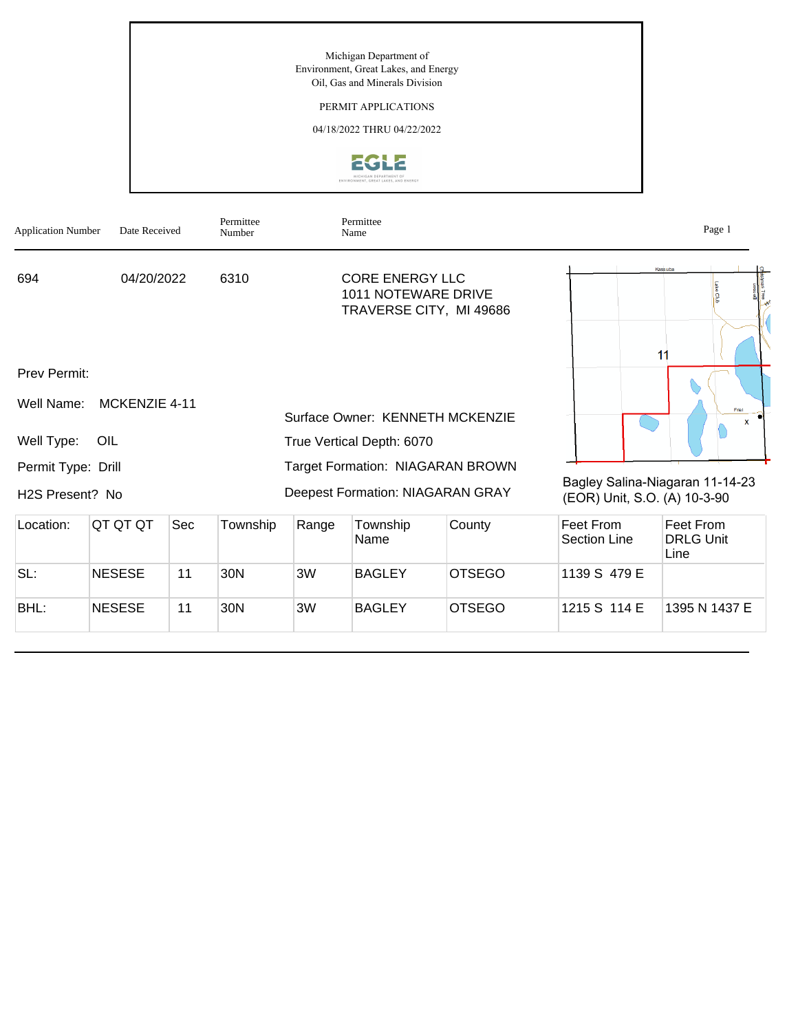Michigan Department of
Environment, Great Lakes, and Energy
Oil, Gas and Minerals Division

PERMIT APPLICATIONS

04/18/2022 THRU 04/22/2022

| Application Number | Date Received | Permittee Number | Permittee Name |
|---|---|---|---|
| 694 | 04/20/2022 | 6310 | CORE ENERGY LLC<br>1011 NOTEWARE DRIVE<br>TRAVERSE CITY, MI 49686 |

Prev Permit:

Well Name: MCKENZIE 4-11

Well Type: OIL

Permit Type: Drill

H2S Present? No

Surface Owner: KENNETH MCKENZIE

True Vertical Depth: 6070

Target Formation: NIAGARAN BROWN

Deepest Formation: NIAGARAN GRAY

Bagley Salina-Niagaran 11-14-23 (EOR) Unit, S.O. (A) 10-3-90

| Location: | QT QT QT | Sec | Township | Range | Township Name | County | Feet From Section Line | Feet From DRLG Unit Line |
|---|---|---|---|---|---|---|---|---|
| SL: | NESESE | 11 | 30N | 3W | BAGLEY | OTSEGO | 1139 S 479 E | |
| BHL: | NESESE | 11 | 30N | 3W | BAGLEY | OTSEGO | 1215 S 114 E | 1395 N 1437 E |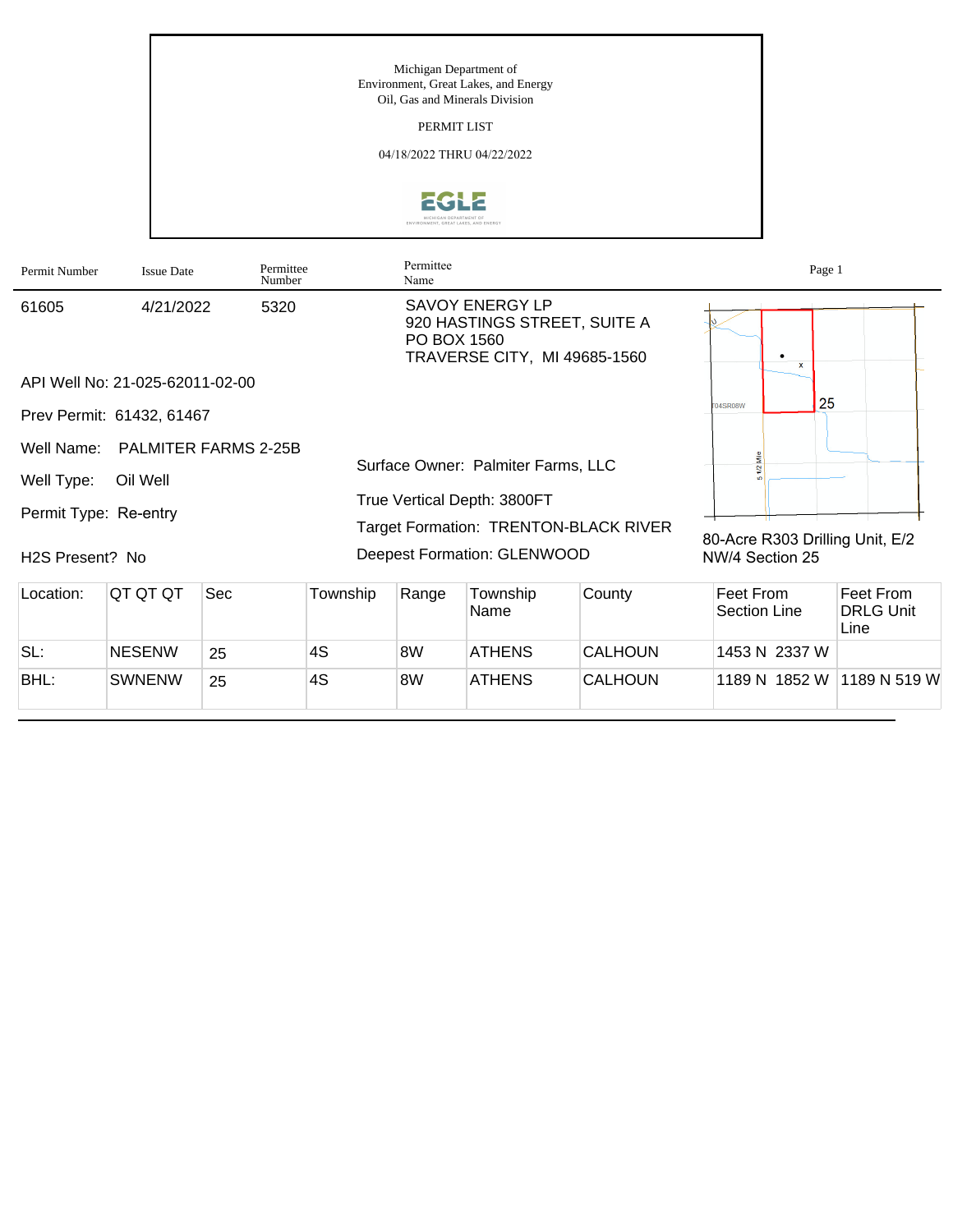Michigan Department of
Environment, Great Lakes, and Energy
Oil, Gas and Minerals Division

PERMIT LIST

04/18/2022 THRU 04/22/2022

| Permit Number | Issue Date | Permittee Number | Permittee Name |
|---|---|---|---|
| 61605 | 4/21/2022 | 5320 | SAVOY ENERGY LP<br>920 HASTINGS STREET, SUITE A<br>PO BOX 1560<br>TRAVERSE CITY, MI 49685-1560 |

API Well No: 21-025-62011-02-00

Prev Permit: 61432, 61467

Well Name: PALMITER FARMS 2-25B

Well Type: Oil Well

Permit Type: Re-entry

H2S Present? No

Surface Owner: Palmiter Farms, LLC

True Vertical Depth: 3800FT

Target Formation: TRENTON-BLACK RIVER

Deepest Formation: GLENWOOD

80-Acre R303 Drilling Unit, E/2 NW/4 Section 25

| Location: | QT QT QT | Sec | Township | Range | Township Name | County | Feet From Section Line | Feet From DRLG Unit Line |
|---|---|---|---|---|---|---|---|---|
| SL: | NESENW | 25 | 4S | 8W | ATHENS | CALHOUN | 1453 N 2337 W | |
| BHL: | SWNENW | 25 | 4S | 8W | ATHENS | CALHOUN | 1189 N 1852 W | 1189 N 519 W |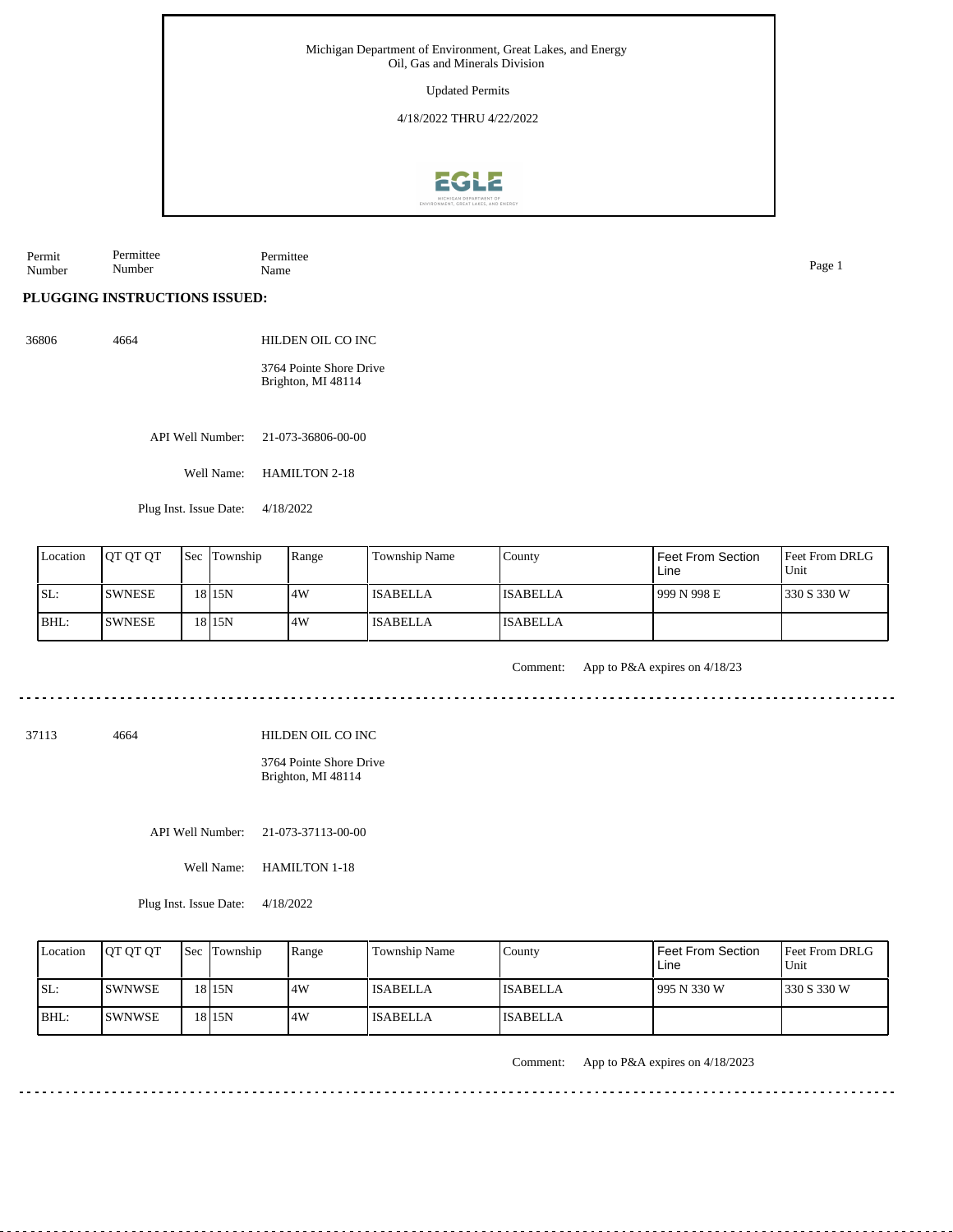Michigan Department of Environment, Great Lakes, and Energy
Oil, Gas and Minerals Division

Updated Permits

4/18/2022 THRU 4/22/2022

| Permit Number | Permittee Number | Permittee Name |
|---|---|---|

**PLUGGING INSTRUCTIONS ISSUED:**

36806 4664 HILDEN OIL CO INC

3764 Pointe Shore Drive
Brighton, MI 48114

API Well Number: 21-073-36806-00-00

Well Name: HAMILTON 2-18

Plug Inst. Issue Date: 4/18/2022

| Location | QT QT QT | Sec | Township | Range | Township Name | County | Feet From Section Line | Feet From DRLG Unit |
|---|---|---|---|---|---|---|---|---|
| SL: | SWNESE | 18 | 15N | 4W | ISABELLA | ISABELLA | 999 N 998 E | 330 S 330 W |
| BHL: | SWNESE | 18 | 15N | 4W | ISABELLA | ISABELLA | | |

Comment: App to P&A expires on 4/18/23

---

37113 4664 HILDEN OIL CO INC

3764 Pointe Shore Drive
Brighton, MI 48114

API Well Number: 21-073-37113-00-00

Well Name: HAMILTON 1-18

Plug Inst. Issue Date: 4/18/2022

| Location | QT QT QT | Sec | Township | Range | Township Name | County | Feet From Section Line | Feet From DRLG Unit |
|---|---|---|---|---|---|---|---|---|
| SL: | SWNWSE | 18 | 15N | 4W | ISABELLA | ISABELLA | 995 N 330 W | 330 S 330 W |
| BHL: | SWNWSE | 18 | 15N | 4W | ISABELLA | ISABELLA | | |

Comment: App to P&A expires on 4/18/2023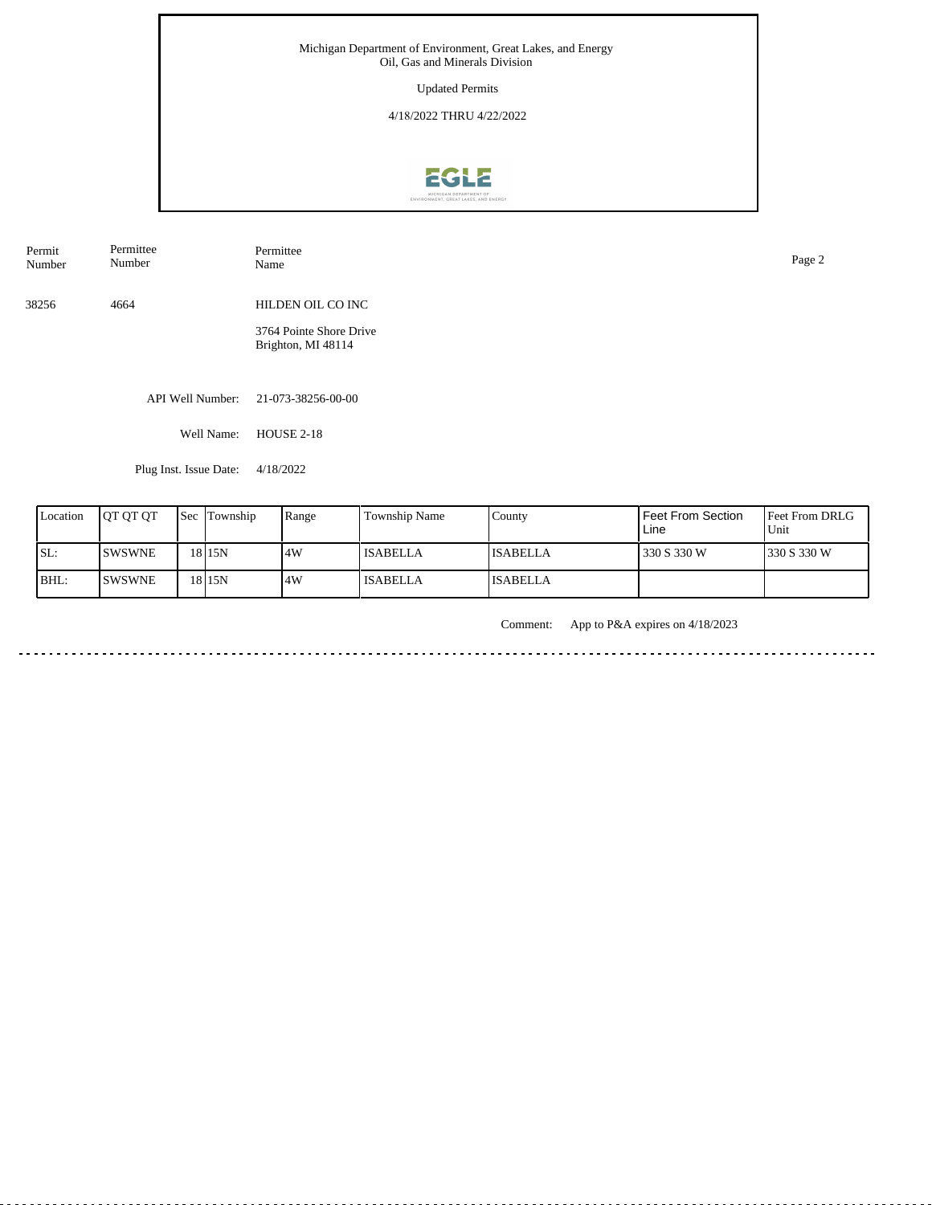Michigan Department of Environment, Great Lakes, and Energy
Oil, Gas and Minerals Division

Updated Permits

4/18/2022 THRU 4/22/2022

| Permit Number | Permittee Number | Permittee Name |
|---|---|---|
| 38256 | 4664 | HILDEN OIL CO INC |

3764 Pointe Shore Drive
Brighton, MI 48114

API Well Number: 21-073-38256-00-00

Well Name: HOUSE 2-18

Plug Inst. Issue Date: 4/18/2022

| Location | QT QT QT | Sec | Township | Range | Township Name | County | Feet From Section Line | Feet From DRLG Unit |
|---|---|---|---|---|---|---|---|---|
| SL: | SWSWNE | 18 | 15N | 4W | ISABELLA | ISABELLA | 330 S 330 W | 330 S 330 W |
| BHL: | SWSWNE | 18 | 15N | 4W | ISABELLA | ISABELLA | | |

Comment: App to P&A expires on 4/18/2023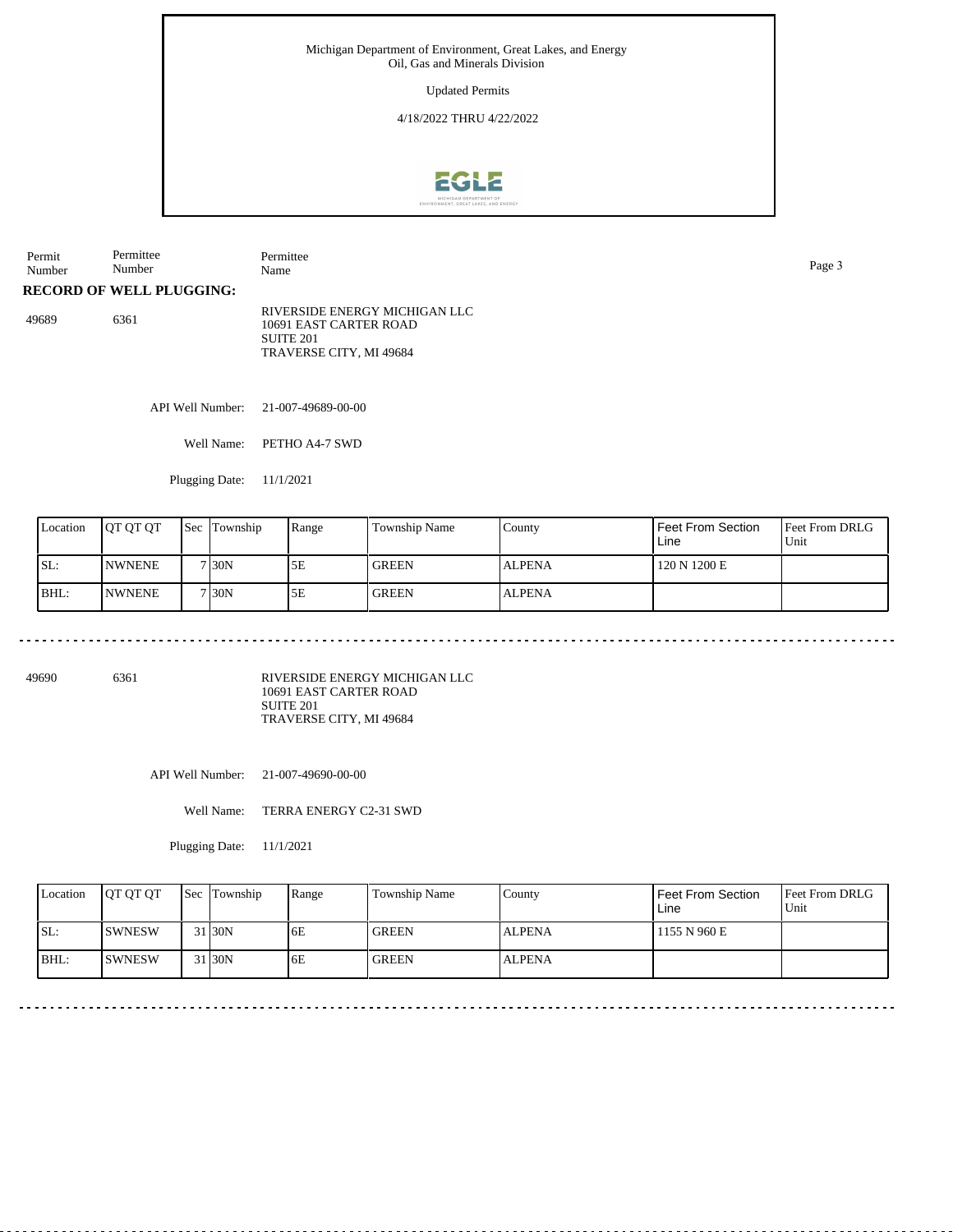Michigan Department of Environment, Great Lakes, and Energy
Oil, Gas and Minerals Division

Updated Permits

4/18/2022 THRU 4/22/2022

| Permit Number | Permittee Number | Permittee Name |
|---|---|---|

**RECORD OF WELL PLUGGING:**

49689 6361 RIVERSIDE ENERGY MICHIGAN LLC
10691 EAST CARTER ROAD
SUITE 201
TRAVERSE CITY, MI 49684

API Well Number: 21-007-49689-00-00

Well Name: PETHO A4-7 SWD

Plugging Date: 11/1/2021

| Location | QT QT QT | Sec | Township | Range | Township Name | County | Feet From Section Line | Feet From DRLG Unit |
|---|---|---|---|---|---|---|---|---|
| SL: | NWNENE | 7 | 30N | 5E | GREEN | ALPENA | 120 N 1200 E | |
| BHL: | NWNENE | 7 | 30N | 5E | GREEN | ALPENA | | |

---

49690 6361 RIVERSIDE ENERGY MICHIGAN LLC
10691 EAST CARTER ROAD
SUITE 201
TRAVERSE CITY, MI 49684

API Well Number: 21-007-49690-00-00

Well Name: TERRA ENERGY C2-31 SWD

Plugging Date: 11/1/2021

| Location | QT QT QT | Sec | Township | Range | Township Name | County | Feet From Section Line | Feet From DRLG Unit |
|---|---|---|---|---|---|---|---|---|
| SL: | SWNESW | 31 | 30N | 6E | GREEN | ALPENA | 1155 N 960 E | |
| BHL: | SWNESW | 31 | 30N | 6E | GREEN | ALPENA | | |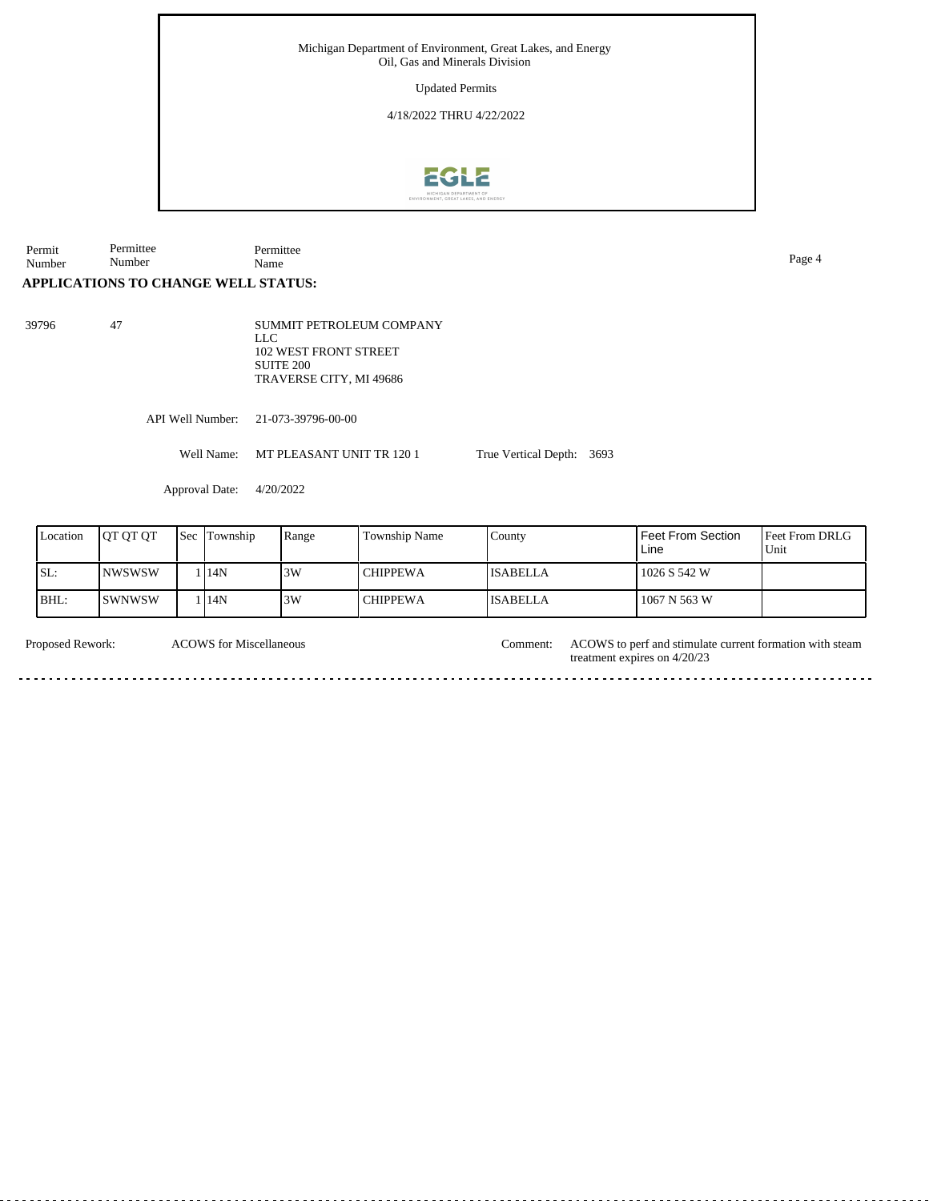Michigan Department of Environment, Great Lakes, and Energy
Oil, Gas and Minerals Division

Updated Permits

4/18/2022 THRU 4/22/2022

| Permit Number | Permittee Number | Permittee Name |
|---|---|---|

## APPLICATIONS TO CHANGE WELL STATUS:

39796 | 47 | SUMMIT PETROLEUM COMPANY LLC
102 WEST FRONT STREET
SUITE 200
TRAVERSE CITY, MI 49686

API Well Number: 21-073-39796-00-00

Well Name: MT PLEASANT UNIT TR 120 1 | True Vertical Depth: 3693

Approval Date: 4/20/2022

| Location | QT QT QT | Sec | Township | Range | Township Name | County | Feet From Section Line | Feet From DRLG Unit |
|---|---|---|---|---|---|---|---|---|
| SL: | NWSWSW | 1 | 14N | 3W | CHIPPEWA | ISABELLA | 1026 S 542 W | |
| BHL: | SWNWSW | 1 | 14N | 3W | CHIPPEWA | ISABELLA | 1067 N 563 W | |

Proposed Rework: ACOWS for Miscellaneous

Comment: ACOWS to perf and stimulate current formation with steam treatment expires on 4/20/23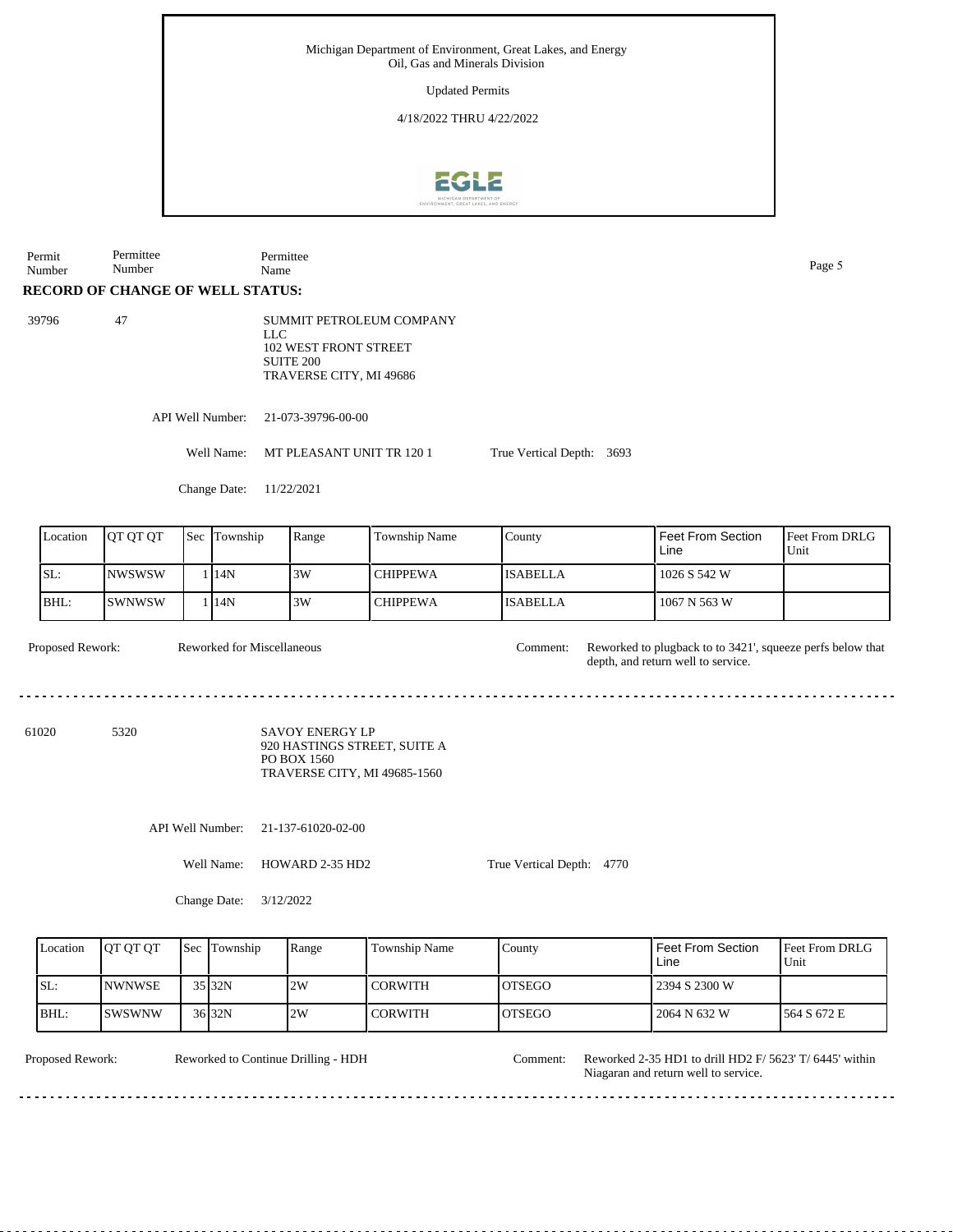Michigan Department of Environment, Great Lakes, and Energy
Oil, Gas and Minerals Division

Updated Permits

4/18/2022 THRU 4/22/2022

| Permit Number | Permittee Number | Permittee Name |
|---|---|---|

## RECORD OF CHANGE OF WELL STATUS:

**39796** | **47** | SUMMIT PETROLEUM COMPANY LLC
102 WEST FRONT STREET
SUITE 200
TRAVERSE CITY, MI 49686

API Well Number: 21-073-39796-00-00

Well Name: MT PLEASANT UNIT TR 120 1

True Vertical Depth: 3693

Change Date: 11/22/2021

| Location | QT QT QT | Sec | Township | Range | Township Name | County | Feet From Section Line | Feet From DRLG Unit |
|---|---|---|---|---|---|---|---|---|
| SL: | NWSWSW | 1 | 14N | 3W | CHIPPEWA | ISABELLA | 1026 S 542 W | |
| BHL: | SWNWSW | 1 | 14N | 3W | CHIPPEWA | ISABELLA | 1067 N 563 W | |

Proposed Rework: Reworked for Miscellaneous

Comment: Reworked to plugback to to 3421', squeeze perfs below that depth, and return well to service.

---

**61020** | **5320** | SAVOY ENERGY LP
920 HASTINGS STREET, SUITE A
PO BOX 1560
TRAVERSE CITY, MI 49685-1560

API Well Number: 21-137-61020-02-00

Well Name: HOWARD 2-35 HD2

True Vertical Depth: 4770

Change Date: 3/12/2022

| Location | QT QT QT | Sec | Township | Range | Township Name | County | Feet From Section Line | Feet From DRLG Unit |
|---|---|---|---|---|---|---|---|---|
| SL: | NWNWSE | 35 | 32N | 2W | CORWITH | OTSEGO | 2394 S 2300 W | |
| BHL: | SWSWNW | 36 | 32N | 2W | CORWITH | OTSEGO | 2064 N 632 W | 564 S 672 E |

Proposed Rework: Reworked to Continue Drilling - HDH

Comment: Reworked 2-35 HD1 to drill HD2 F/ 5623' T/ 6445' within Niagaran and return well to service.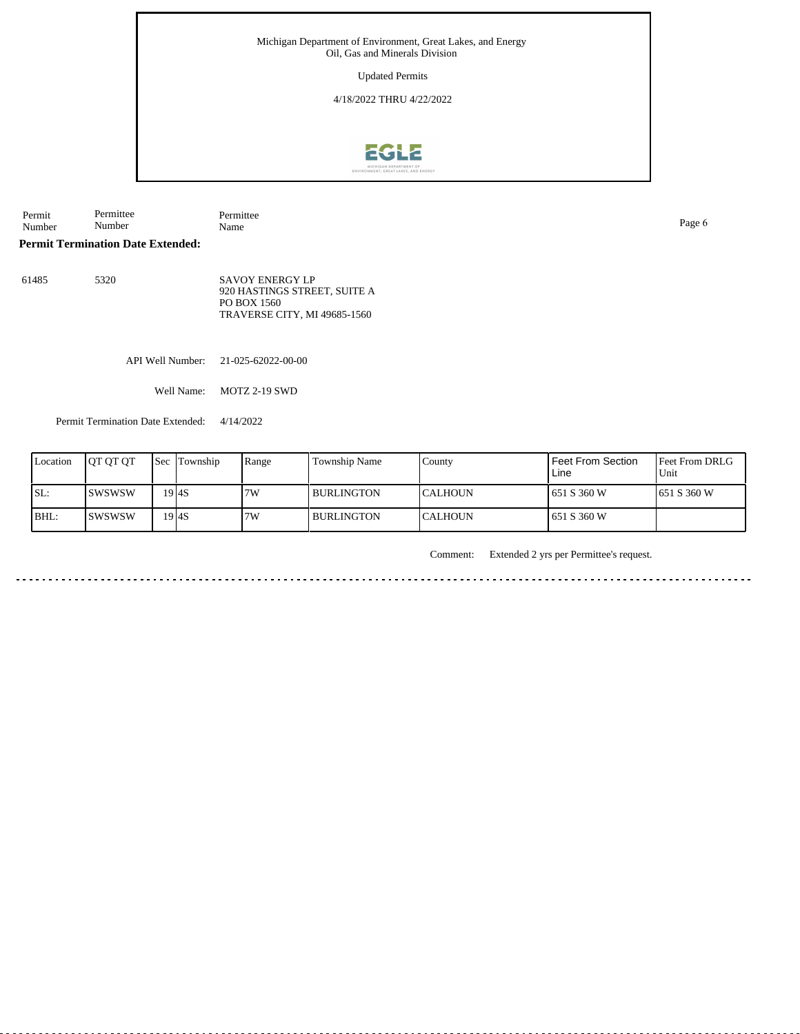Michigan Department of Environment, Great Lakes, and Energy
Oil, Gas and Minerals Division

Updated Permits

4/18/2022 THRU 4/22/2022

| Permit Number | Permittee Number | Permittee Name |
|---|---|---|

**Permit Termination Date Extended:**

| | | |
|---|---|---|
| 61485 | 5320 | SAVOY ENERGY LP<br>920 HASTINGS STREET, SUITE A<br>PO BOX 1560<br>TRAVERSE CITY, MI 49685-1560 |

API Well Number: 21-025-62022-00-00

Well Name: MOTZ 2-19 SWD

Permit Termination Date Extended: 4/14/2022

| Location | QT QT QT | Sec | Township | Range | Township Name | County | Feet From Section Line | Feet From DRLG Unit |
|---|---|---|---|---|---|---|---|---|
| SL: | SWSWSW | 19 | 4S | 7W | BURLINGTON | CALHOUN | 651 S 360 W | 651 S 360 W |
| BHL: | SWSWSW | 19 | 4S | 7W | BURLINGTON | CALHOUN | 651 S 360 W | |

Comment: Extended 2 yrs per Permittee's request.